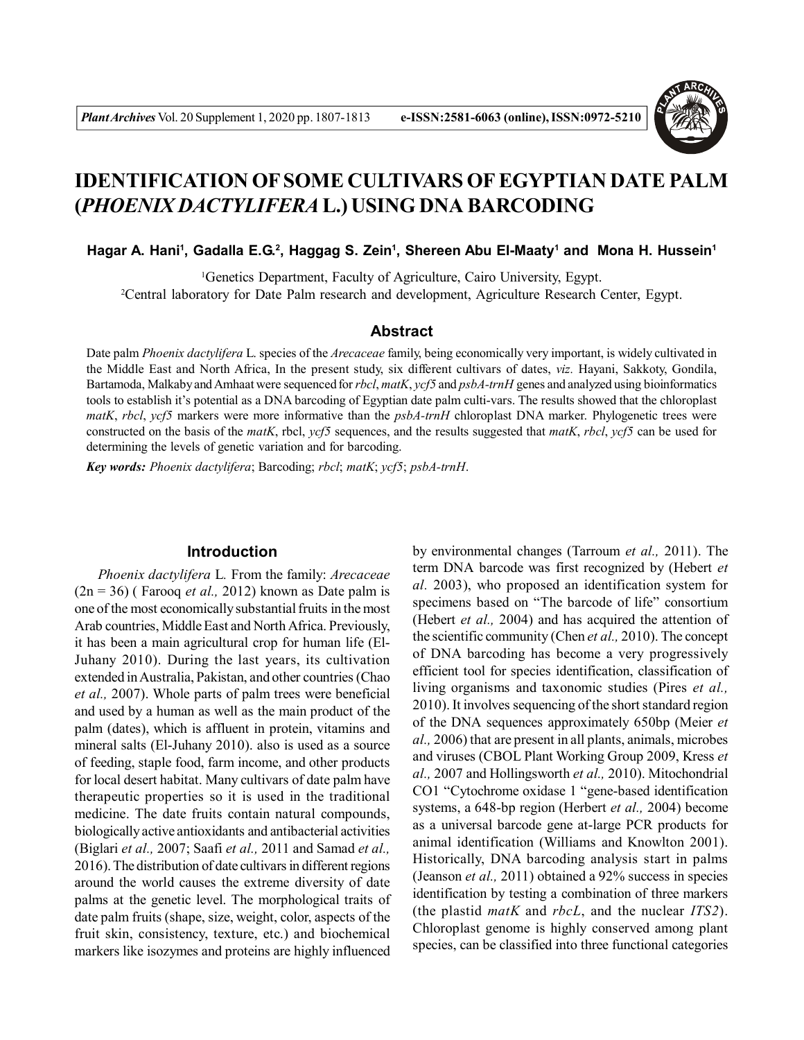# IDENTIFICATION OF SOME CULTIVARS OF EGYPTIAN DATE PALM (*PHOENIX DACTYLIFERA* L.) USING DNA BARCODING

**Hagar A. Hani[1], Gadalla E.G.[2], Haggag S. Zein[1], Shereen Abu El-Maaty[1] and Mona H. Hussein[1]**

[1]Genetics Department, Faculty of Agriculture, Cairo University, Egypt.

[2]Central laboratory for Date Palm research and development, Agriculture Research Center, Egypt.

## Abstract

Date palm *Phoenix dactylifera* L. species of the *Arecaceae* family, being economically very important, is widely cultivated in the Middle East and North Africa, In the present study, six different cultivars of dates, *viz.* Hayani, Sakkoty, Gondila, Bartamoda, Malkaby and Amhaat were sequenced for *rbcl*, *matK*, *ycf5* and *psbA-trnH* genes and analyzed using bioinformatics tools to establish it's potential as a DNA barcoding of Egyptian date palm culti-vars. The results showed that the chloroplast *matK*, *rbcl*, *ycf5* markers were more informative than the *psbA-trnH* chloroplast DNA marker. Phylogenetic trees were constructed on the basis of the *matK*, rbcl, *ycf5* sequences, and the results suggested that *matK*, *rbcl*, *ycf5* can be used for determining the levels of genetic variation and for barcoding.

***Key words:*** *Phoenix dactylifera*; Barcoding; *rbcl*; *matK*; *ycf5*; *psbA-trnH*.

## Introduction

*Phoenix dactylifera* L. From the family: *Arecaceae* (2n = 36) ( Farooq *et al.,* 2012) known as Date palm is one of the most economically substantial fruits in the most Arab countries, Middle East and North Africa. Previously, it has been a main agricultural crop for human life (El-Juhany 2010). During the last years, its cultivation extended in Australia, Pakistan, and other countries (Chao *et al.,* 2007). Whole parts of palm trees were beneficial and used by a human as well as the main product of the palm (dates), which is affluent in protein, vitamins and mineral salts (El-Juhany 2010). also is used as a source of feeding, staple food, farm income, and other products for local desert habitat. Many cultivars of date palm have therapeutic properties so it is used in the traditional medicine. The date fruits contain natural compounds, biologically active antioxidants and antibacterial activities (Biglari *et al.,* 2007; Saafi *et al.,* 2011 and Samad *et al.,* 2016). The distribution of date cultivars in different regions around the world causes the extreme diversity of date palms at the genetic level. The morphological traits of date palm fruits (shape, size, weight, color, aspects of the fruit skin, consistency, texture, etc.) and biochemical markers like isozymes and proteins are highly influenced by environmental changes (Tarroum *et al.,* 2011). The term DNA barcode was first recognized by (Hebert *et al*. 2003), who proposed an identification system for specimens based on "The barcode of life" consortium (Hebert *et al.,* 2004) and has acquired the attention of the scientific community (Chen *et al.,* 2010). The concept of DNA barcoding has become a very progressively efficient tool for species identification, classification of living organisms and taxonomic studies (Pires *et al.,* 2010). It involves sequencing of the short standard region of the DNA sequences approximately 650bp (Meier *et al.,* 2006) that are present in all plants, animals, microbes and viruses (CBOL Plant Working Group 2009, Kress *et al.,* 2007 and Hollingsworth *et al.,* 2010). Mitochondrial CO1 "Cytochrome oxidase 1 "gene-based identification systems, a 648-bp region (Herbert *et al.,* 2004) become as a universal barcode gene at-large PCR products for animal identification (Williams and Knowlton 2001). Historically, DNA barcoding analysis start in palms (Jeanson *et al.,* 2011) obtained a 92% success in species identification by testing a combination of three markers (the plastid *matK* and *rbcL*, and the nuclear *ITS2*). Chloroplast genome is highly conserved among plant species, can be classified into three functional categories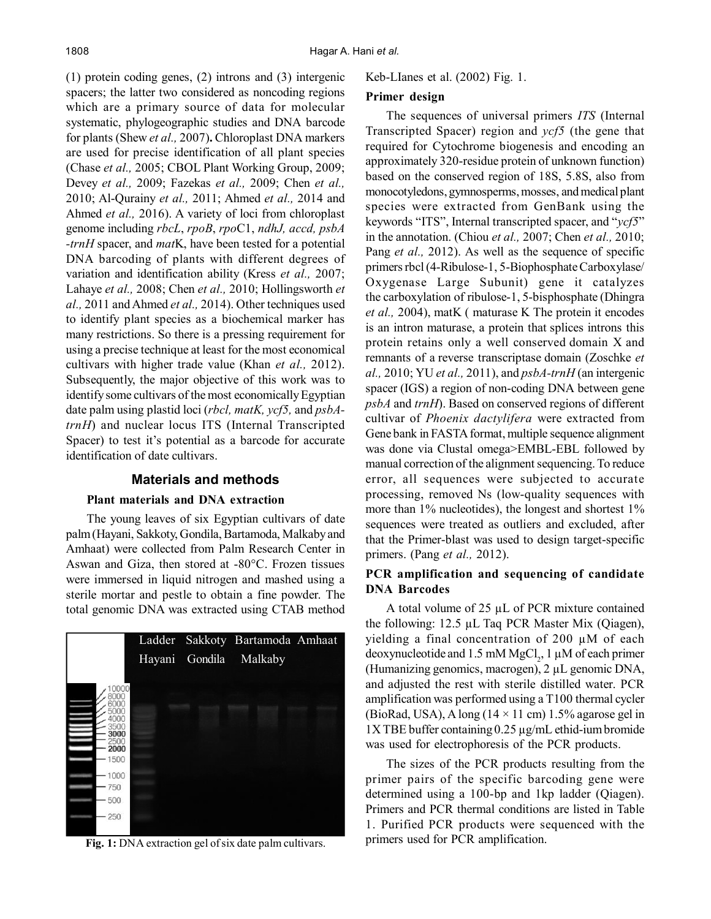(1) protein coding genes, (2) introns and (3) intergenic spacers; the latter two considered as noncoding regions which are a primary source of data for molecular systematic, phylogeographic studies and DNA barcode for plants (Shew *et al.,* 2007)**.** Chloroplast DNA markers are used for precise identification of all plant species (Chase *et al.,* 2005; CBOL Plant Working Group, 2009; Devey *et al.,* 2009; Fazekas *et al.,* 2009; Chen *et al.,* 2010; Al-Qurainy *et al.,* 2011; Ahmed *et al.,* 2014 and Ahmed *et al.,* 2016). A variety of loci from chloroplast genome including *rbcL*, *rpoB*, *rpo*C1, *ndhJ, accd, psbA -trnH* spacer, and *mat*K, have been tested for a potential DNA barcoding of plants with different degrees of variation and identification ability (Kress *et al.,* 2007; Lahaye *et al.,* 2008; Chen *et al.,* 2010; Hollingsworth *et al.,* 2011 and Ahmed *et al.,* 2014). Other techniques used to identify plant species as a biochemical marker has many restrictions. So there is a pressing requirement for using a precise technique at least for the most economical cultivars with higher trade value (Khan *et al.,* 2012). Subsequently, the major objective of this work was to identify some cultivars of the most economically Egyptian date palm using plastid loci (*rbcl, matK, ycf5,* and *psbA-trnH*) and nuclear locus ITS (Internal Transcripted Spacer) to test it's potential as a barcode for accurate identification of date cultivars.

## Materials and methods

### Plant materials and DNA extraction

The young leaves of six Egyptian cultivars of date palm (Hayani, Sakkoty, Gondila, Bartamoda, Malkaby and Amhaat) were collected from Palm Research Center in Aswan and Giza, then stored at -80°C. Frozen tissues were immersed in liquid nitrogen and mashed using a sterile mortar and pestle to obtain a fine powder. The total genomic DNA was extracted using CTAB method Keb-LIanes et al. (2002) Fig. 1.

**Fig. 1:** DNA extraction gel of six date palm cultivars.

### Primer design

The sequences of universal primers *ITS* (Internal Transcripted Spacer) region and *ycf5* (the gene that required for Cytochrome biogenesis and encoding an approximately 320-residue protein of unknown function) based on the conserved region of 18S, 5.8S, also from monocotyledons, gymnosperms, mosses, and medical plant species were extracted from GenBank using the keywords "ITS", Internal transcripted spacer, and "*ycf5*" in the annotation. (Chiou *et al.,* 2007; Chen *et al.,* 2010; Pang *et al.,* 2012). As well as the sequence of specific primers rbcl (4-Ribulose-1, 5-Biophosphate Carboxylase/ Oxygenase Large Subunit) gene it catalyzes the carboxylation of ribulose-1, 5-bisphosphate (Dhingra *et al.,* 2004), matK ( maturase K The protein it encodes is an intron maturase, a protein that splices introns this protein retains only a well conserved domain X and remnants of a reverse transcriptase domain (Zoschke *et al.,* 2010; YU *et al.,* 2011), and *psbA-trnH* (an intergenic spacer (IGS) a region of non-coding DNA between gene *psbA* and *trnH*). Based on conserved regions of different cultivar of *Phoenix dactylifera* were extracted from Gene bank in FASTA format, multiple sequence alignment was done via Clustal omega>EMBL-EBL followed by manual correction of the alignment sequencing. To reduce error, all sequences were subjected to accurate processing, removed Ns (low-quality sequences with more than 1% nucleotides), the longest and shortest 1% sequences were treated as outliers and excluded, after that the Primer-blast was used to design target-specific primers. (Pang *et al.,* 2012).

### PCR amplification and sequencing of candidate DNA Barcodes

A total volume of 25 µL of PCR mixture contained the following: 12.5 µL Taq PCR Master Mix (Qiagen), yielding a final concentration of 200 µM of each deoxynucleotide and 1.5 mM $MgCl_2$, 1 µM of each primer (Humanizing genomics, macrogen), 2 µL genomic DNA, and adjusted the rest with sterile distilled water. PCR amplification was performed using a T100 thermal cycler (BioRad, USA), A long (14 × 11 cm) 1.5% agarose gel in 1X TBE buffer containing 0.25 µg/mL ethid-ium bromide was used for electrophoresis of the PCR products.

The sizes of the PCR products resulting from the primer pairs of the specific barcoding gene were determined using a 100-bp and 1kp ladder (Qiagen). Primers and PCR thermal conditions are listed in Table 1. Purified PCR products were sequenced with the primers used for PCR amplification.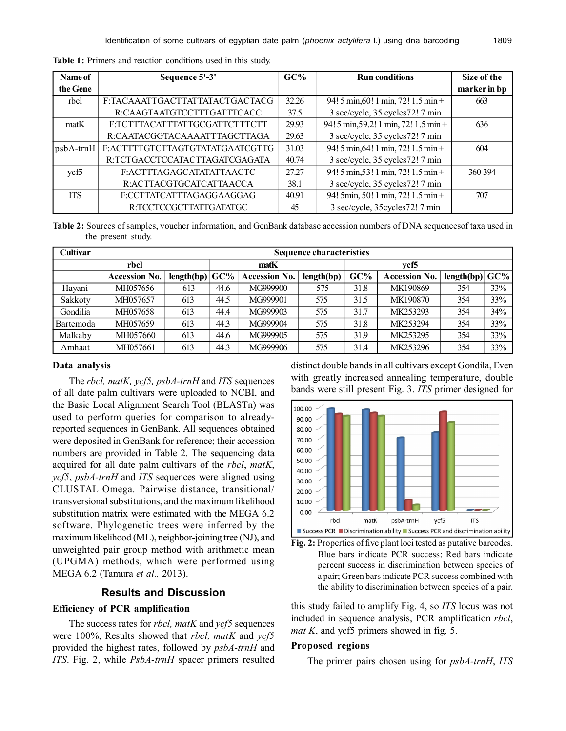**Table 1:** Primers and reaction conditions used in this study.

| Name of the Gene | Sequence 5'-3' | GC% | Run conditions | Size of the marker in bp |
|---|---|---|---|---|
| rbcl | F:TACAAATTGACTTATTATACTGACTACG | 32.26 | 94! 5 min,60! 1 min, 72! 1.5 min + | 663 |
| | R:CAAGTAATGTCCTTTGATTTCACC | 37.5 | 3 sec/cycle, 35 cycles72! 7 min | |
| matK | F:TCTTTACATTTATTGCGATTCTTTCTT | 29.93 | 94! 5 min,59.2! 1 min, 72! 1.5 min + | 636 |
| | R:CAATACGGTACAAAATTTAGCTTAGA | 29.63 | 3 sec/cycle, 35 cycles72! 7 min | |
| psbA-trnH | F:ACTTTTGTCTTAGTGTATATGAATCGTTG | 31.03 | 94! 5 min,64! 1 min, 72! 1.5 min + | 604 |
| | R:TCTGACCTCCATACTTAGATCGAGATA | 40.74 | 3 sec/cycle, 35 cycles72! 7 min | |
| ycf5 | F:ACTTTAGAGCATATATTAACTC | 27.27 | 94! 5 min,53! 1 min, 72! 1.5 min + | 360-394 |
| | R:ACTTACGTGCATCATTAACCA | 38.1 | 3 sec/cycle, 35 cycles72! 7 min | |
| ITS | F:CCTTATCATTTAGAGGAAGGAG | 40.91 | 94! 5min, 50! 1 min, 72! 1.5 min + | 707 |
| | R:TCCTCCGCTTATTGATATGC | 45 | 3 sec/cycle, 35cycles72! 7 min | |

**Table 2:** Sources of samples, voucher information, and GenBank database accession numbers of DNA sequencesof taxa used in the present study.

| Cultivar | Sequence characteristics | | | | | | | | |
|---|---|---|---|---|---|---|---|---|---|
| | rbcl | | | matK | | | ycf5 | | |
| | Accession No. | length(bp) | GC% | Accession No. | length(bp) | GC% | Accession No. | length(bp) | GC% |
| Hayani | MH057656 | 613 | 44.6 | MG999900 | 575 | 31.8 | MK190869 | 354 | 33% |
| Sakkoty | MH057657 | 613 | 44.5 | MG999901 | 575 | 31.5 | MK190870 | 354 | 33% |
| Gondilia | MH057658 | 613 | 44.4 | MG999903 | 575 | 31.7 | MK253293 | 354 | 34% |
| Bartemoda | MH057659 | 613 | 44.3 | MG999904 | 575 | 31.8 | MK253294 | 354 | 33% |
| Malkaby | MH057660 | 613 | 44.6 | MG999905 | 575 | 31.9 | MK253295 | 354 | 33% |
| Amhaat | MH057661 | 613 | 44.3 | MG999906 | 575 | 31.4 | MK253296 | 354 | 33% |

### Data analysis

The *rbcl, matK, ycf5, psbA-trnH* and *ITS* sequences of all date palm cultivars were uploaded to NCBI, and the Basic Local Alignment Search Tool (BLASTn) was used to perform queries for comparison to already-reported sequences in GenBank. All sequences obtained were deposited in GenBank for reference; their accession numbers are provided in Table 2. The sequencing data acquired for all date palm cultivars of the *rbcl*, *matK*, *ycf5*, *psbA-trnH* and *ITS* sequences were aligned using CLUSTAL Omega. Pairwise distance, transitional/transversional substitutions, and the maximum likelihood substitution matrix were estimated with the MEGA 6.2 software. Phylogenetic trees were inferred by the maximum likelihood (ML), neighbor-joining tree (NJ), and unweighted pair group method with arithmetic mean (UPGMA) methods, which were performed using MEGA 6.2 (Tamura *et al.,* 2013).

## Results and Discussion

### Efficiency of PCR amplification

The success rates for *rbcl, matK* and *ycf5* sequences were 100%, Results showed that *rbcl, matK* and *ycf5* provided the highest rates, followed by *psbA-trnH* and *ITS*. Fig. 2, while *PsbA-trnH* spacer primers resulted distinct double bands in all cultivars except Gondila, Even with greatly increased annealing temperature, double bands were still present Fig. 3. *ITS* primer designed for this study failed to amplify Fig. 4, so *ITS* locus was not included in sequence analysis, PCR amplification *rbcl*, *mat K*, and ycf5 primers showed in fig. 5.

**Fig. 2:** Properties of five plant loci tested as putative barcodes. Blue bars indicate PCR success; Red bars indicate percent success in discrimination between species of a pair; Green bars indicate PCR success combined with the ability to discrimination between species of a pair.

### Proposed regions

The primer pairs chosen using for *psbA-trnH*, *ITS*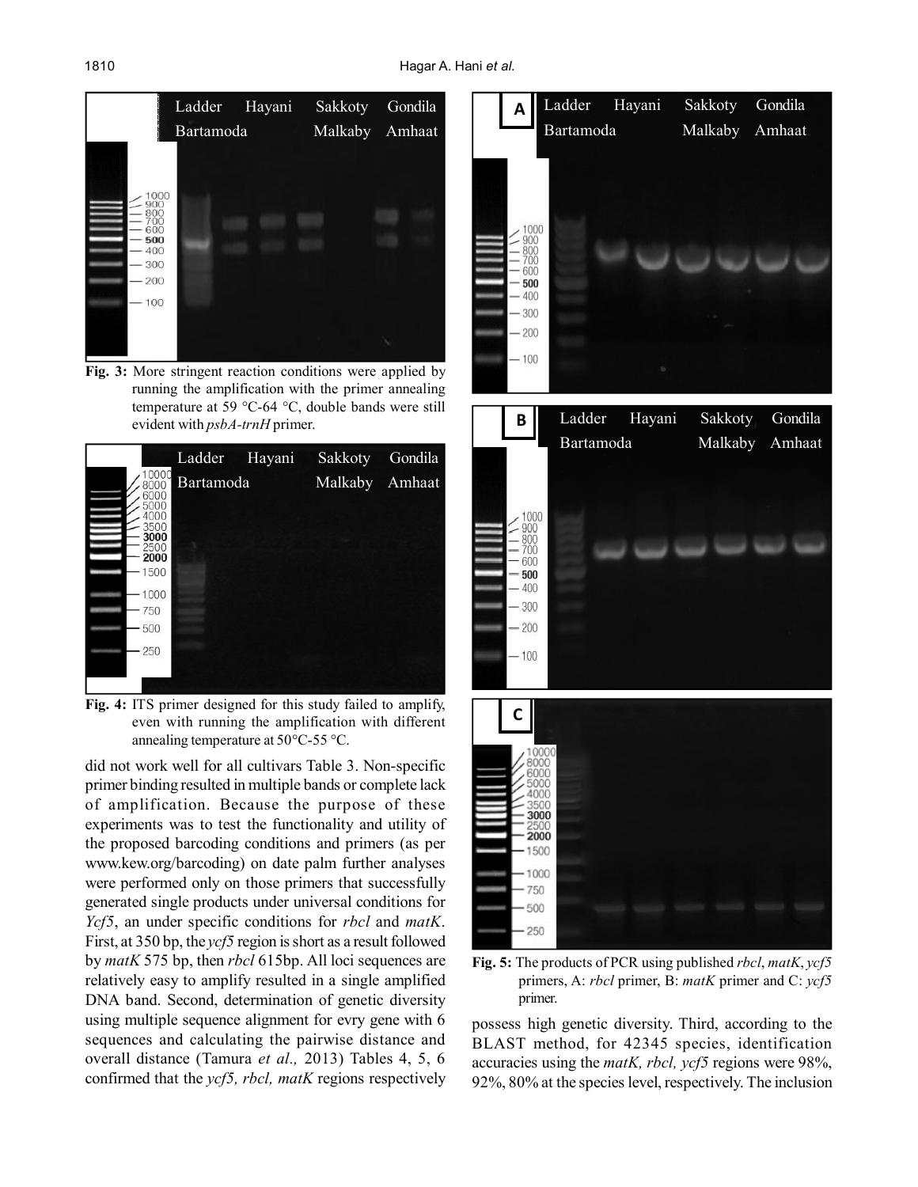**Fig. 3:** More stringent reaction conditions were applied by running the amplification with the primer annealing temperature at 59 °C-64 °C, double bands were still evident with *psbA-trnH* primer.

**Fig. 4:** ITS primer designed for this study failed to amplify, even with running the amplification with different annealing temperature at 50°C-55 °C.

did not work well for all cultivars Table 3. Non-specific primer binding resulted in multiple bands or complete lack of amplification. Because the purpose of these experiments was to test the functionality and utility of the proposed barcoding conditions and primers (as per www.kew.org/barcoding) on date palm further analyses were performed only on those primers that successfully generated single products under universal conditions for *Ycf5*, an under specific conditions for *rbcl* and *matK*. First, at 350 bp, the *ycf5* region is short as a result followed by *matK* 575 bp, then *rbcl* 615bp. All loci sequences are relatively easy to amplify resulted in a single amplified DNA band. Second, determination of genetic diversity using multiple sequence alignment for evry gene with 6 sequences and calculating the pairwise distance and overall distance (Tamura *et al.,* 2013) Tables 4, 5, 6 confirmed that the *ycf5, rbcl, matK* regions respectively possess high genetic diversity. Third, according to the BLAST method, for 42345 species, identification accuracies using the *matK, rbcl, ycf5* regions were 98%, 92%, 80% at the species level, respectively. The inclusion

**Fig. 5:** The products of PCR using published *rbcl*, *matK*, *ycf5* primers, A: *rbcl* primer, B: *matK* primer and C: *ycf5* primer.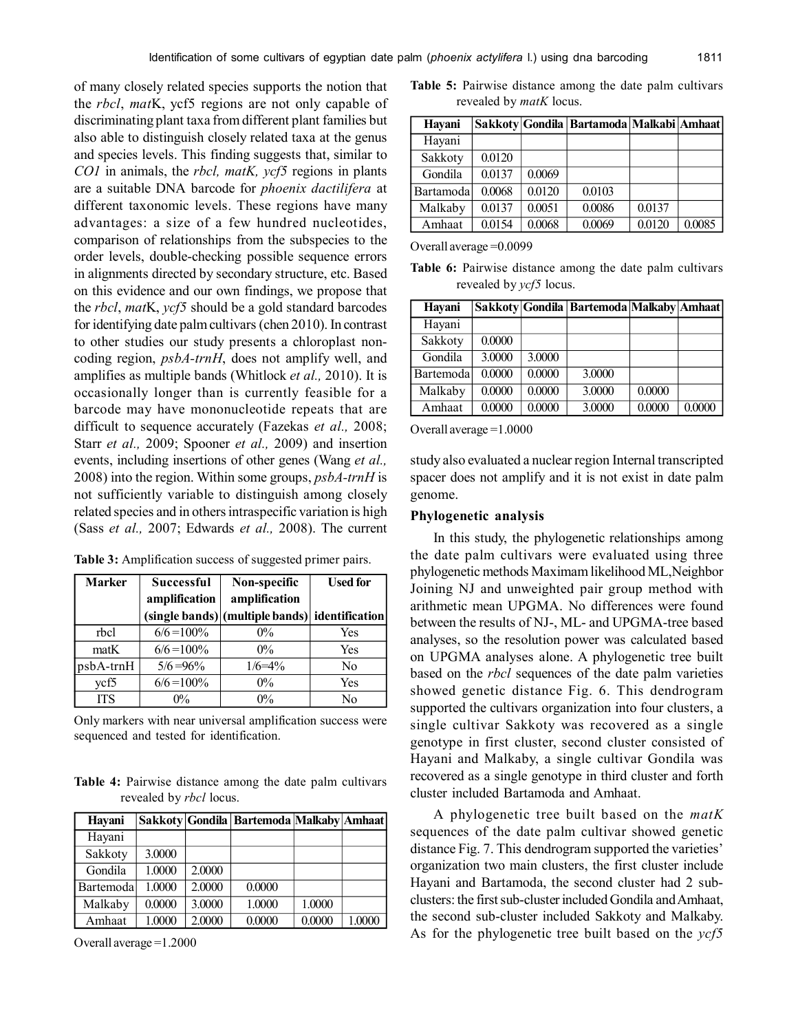of many closely related species supports the notion that the *rbcl*, *mat*K, ycf5 regions are not only capable of discriminating plant taxa from different plant families but also able to distinguish closely related taxa at the genus and species levels. This finding suggests that, similar to *CO1* in animals, the *rbcl, matK, ycf5* regions in plants are a suitable DNA barcode for *phoenix dactilifera* at different taxonomic levels. These regions have many advantages: a size of a few hundred nucleotides, comparison of relationships from the subspecies to the order levels, double-checking possible sequence errors in alignments directed by secondary structure, etc. Based on this evidence and our own findings, we propose that the *rbcl*, *mat*K, *ycf5* should be a gold standard barcodes for identifying date palm cultivars (chen 2010). In contrast to other studies our study presents a chloroplast non-coding region, *psbA-trnH*, does not amplify well, and amplifies as multiple bands (Whitlock *et al.,* 2010). It is occasionally longer than is currently feasible for a barcode may have mononucleotide repeats that are difficult to sequence accurately (Fazekas *et al.,* 2008; Starr *et al.,* 2009; Spooner *et al.,* 2009) and insertion events, including insertions of other genes (Wang *et al.,* 2008) into the region. Within some groups, *psbA-trnH* is not sufficiently variable to distinguish among closely related species and in others intraspecific variation is high (Sass *et al.,* 2007; Edwards *et al.,* 2008). The current study also evaluated a nuclear region Internal transcripted spacer does not amplify and it is not exist in date palm genome.

**Table 3:** Amplification success of suggested primer pairs.

| Marker | Successful amplification (single bands) | Non-specific amplification (multiple bands) | Used for identification |
|---|---|---|---|
| rbcl | 6/6 =100% | 0% | Yes |
| matK | 6/6 =100% | 0% | Yes |
| psbA-trnH | 5/6 =96% | 1/6=4% | No |
| ycf5 | 6/6 =100% | 0% | Yes |
| ITS | 0% | 0% | No |

Only markers with near universal amplification success were sequenced and tested for identification.

**Table 4:** Pairwise distance among the date palm cultivars revealed by *rbcl* locus.

| Hayani | Sakkoty | Gondila | Bartemoda | Malkaby | Amhaat |
|---|---|---|---|---|---|
| Hayani | | | | | |
| Sakkoty | 3.0000 | | | | |
| Gondila | 1.0000 | 2.0000 | | | |
| Bartemoda | 1.0000 | 2.0000 | 0.0000 | | |
| Malkaby | 0.0000 | 3.0000 | 1.0000 | 1.0000 | |
| Amhaat | 1.0000 | 2.0000 | 0.0000 | 0.0000 | 1.0000 |

Overall average =1.2000

**Table 5:** Pairwise distance among the date palm cultivars revealed by *matK* locus.

| Hayani | Sakkoty | Gondila | Bartamoda | Malkabi | Amhaat |
|---|---|---|---|---|---|
| Hayani | | | | | |
| Sakkoty | 0.0120 | | | | |
| Gondila | 0.0137 | 0.0069 | | | |
| Bartamoda | 0.0068 | 0.0120 | 0.0103 | | |
| Malkaby | 0.0137 | 0.0051 | 0.0086 | 0.0137 | |
| Amhaat | 0.0154 | 0.0068 | 0.0069 | 0.0120 | 0.0085 |

Overall average =0.0099

**Table 6:** Pairwise distance among the date palm cultivars revealed by *ycf5* locus.

| Hayani | Sakkoty | Gondila | Bartemoda | Malkaby | Amhaat |
|---|---|---|---|---|---|
| Hayani | | | | | |
| Sakkoty | 0.0000 | | | | |
| Gondila | 3.0000 | 3.0000 | | | |
| Bartemoda | 0.0000 | 0.0000 | 3.0000 | | |
| Malkaby | 0.0000 | 0.0000 | 3.0000 | 0.0000 | |
| Amhaat | 0.0000 | 0.0000 | 3.0000 | 0.0000 | 0.0000 |

Overall average =1.0000

### Phylogenetic analysis

In this study, the phylogenetic relationships among the date palm cultivars were evaluated using three phylogenetic methods Maximam likelihood ML,Neighbor Joining NJ and unweighted pair group method with arithmetic mean UPGMA. No differences were found between the results of NJ-, ML- and UPGMA-tree based analyses, so the resolution power was calculated based on UPGMA analyses alone. A phylogenetic tree built based on the *rbcl* sequences of the date palm varieties showed genetic distance Fig. 6. This dendrogram supported the cultivars organization into four clusters, a single cultivar Sakkoty was recovered as a single genotype in first cluster, second cluster consisted of Hayani and Malkaby, a single cultivar Gondila was recovered as a single genotype in third cluster and forth cluster included Bartamoda and Amhaat.

A phylogenetic tree built based on the *matK* sequences of the date palm cultivar showed genetic distance Fig. 7. This dendrogram supported the varieties' organization two main clusters, the first cluster include Hayani and Bartamoda, the second cluster had 2 sub-clusters: the first sub-cluster included Gondila and Amhaat, the second sub-cluster included Sakkoty and Malkaby. As for the phylogenetic tree built based on the *ycf5*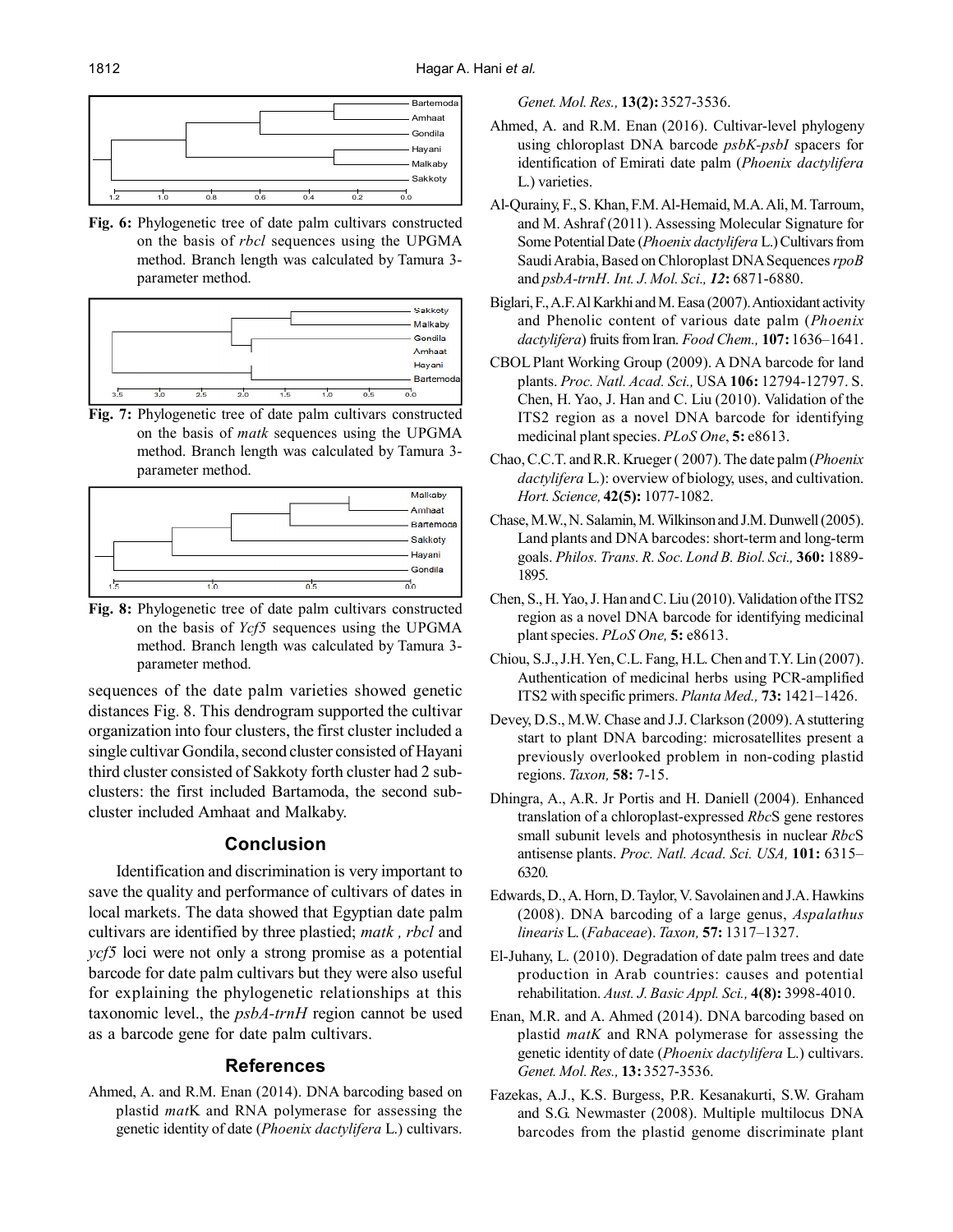**Fig. 6:** Phylogenetic tree of date palm cultivars constructed on the basis of *rbcl* sequences using the UPGMA method. Branch length was calculated by Tamura 3-parameter method.

**Fig. 7:** Phylogenetic tree of date palm cultivars constructed on the basis of *matk* sequences using the UPGMA method. Branch length was calculated by Tamura 3-parameter method.

**Fig. 8:** Phylogenetic tree of date palm cultivars constructed on the basis of *Ycf5* sequences using the UPGMA method. Branch length was calculated by Tamura 3-parameter method.

sequences of the date palm varieties showed genetic distances Fig. 8. This dendrogram supported the cultivar organization into four clusters, the first cluster included a single cultivar Gondila, second cluster consisted of Hayani third cluster consisted of Sakkoty forth cluster had 2 sub-clusters: the first included Bartamoda, the second sub-cluster included Amhaat and Malkaby.

## Conclusion

Identification and discrimination is very important to save the quality and performance of cultivars of dates in local markets. The data showed that Egyptian date palm cultivars are identified by three plastied; *matk* , *rbcl* and *ycf5* loci were not only a strong promise as a potential barcode for date palm cultivars but they were also useful for explaining the phylogenetic relationships at this taxonomic level., the *psbA-trnH* region cannot be used as a barcode gene for date palm cultivars.

## References

Ahmed, A. and R.M. Enan (2014). DNA barcoding based on plastid *mat*K and RNA polymerase for assessing the genetic identity of date (*Phoenix dactylifera* L.) cultivars. *Genet. Mol. Res.,* **13(2):** 3527-3536.

Ahmed, A. and R.M. Enan (2016). Cultivar-level phylogeny using chloroplast DNA barcode *psbK-psbI* spacers for identification of Emirati date palm (*Phoenix dactylifera* L.) varieties.

Al-Qurainy, F., S. Khan, F.M. Al-Hemaid, M.A. Ali, M. Tarroum, and M. Ashraf (2011). Assessing Molecular Signature for Some Potential Date (*Phoenix dactylifera* L.) Cultivars from Saudi Arabia, Based on Chloroplast DNA Sequences *rpoB* and *psbA-trnH*. *Int. J. Mol. Sci., 12***:** 6871-6880.

Biglari, F., A.F. Al Karkhi and M. Easa (2007). Antioxidant activity and Phenolic content of various date palm (*Phoenix dactylifera*) fruits from Iran. *Food Chem.,* **107:** 1636–1641.

CBOL Plant Working Group (2009). A DNA barcode for land plants. *Proc. Natl. Acad. Sci.,* USA **106:** 12794-12797. S. Chen, H. Yao, J. Han and C. Liu (2010). Validation of the ITS2 region as a novel DNA barcode for identifying medicinal plant species. *PLoS One*, **5:** e8613.

Chao, C.C.T. and R.R. Krueger ( 2007). The date palm (*Phoenix dactylifera* L.): overview of biology, uses, and cultivation. *Hort. Science,* **42(5):** 1077-1082.

Chase, M.W., N. Salamin, M. Wilkinson and J.M. Dunwell (2005). Land plants and DNA barcodes: short-term and long-term goals. *Philos. Trans. R. Soc. Lond B. Biol. Sci.,* **360:** 1889-1895.

Chen, S., H. Yao, J. Han and C. Liu (2010). Validation of the ITS2 region as a novel DNA barcode for identifying medicinal plant species. *PLoS One,* **5:** e8613.

Chiou, S.J., J.H. Yen, C.L. Fang, H.L. Chen and T.Y. Lin (2007). Authentication of medicinal herbs using PCR-amplified ITS2 with specific primers. *Planta Med.,* **73:** 1421–1426.

Devey, D.S., M.W. Chase and J.J. Clarkson (2009). A stuttering start to plant DNA barcoding: microsatellites present a previously overlooked problem in non-coding plastid regions. *Taxon,* **58:** 7-15.

Dhingra, A., A.R. Jr Portis and H. Daniell (2004). Enhanced translation of a chloroplast-expressed *Rbc*S gene restores small subunit levels and photosynthesis in nuclear *Rbc*S antisense plants. *Proc. Natl. Acad. Sci. USA,* **101:** 6315–6320.

Edwards, D., A. Horn, D. Taylor, V. Savolainen and J.A. Hawkins (2008). DNA barcoding of a large genus, *Aspalathus linearis* L. (*Fabaceae*). *Taxon,* **57:** 1317–1327.

El-Juhany, L. (2010). Degradation of date palm trees and date production in Arab countries: causes and potential rehabilitation. *Aust. J. Basic Appl. Sci.,* **4(8):** 3998-4010.

Enan, M.R. and A. Ahmed (2014). DNA barcoding based on plastid *matK* and RNA polymerase for assessing the genetic identity of date (*Phoenix dactylifera* L.) cultivars. *Genet. Mol. Res.,* **13:** 3527-3536.

Fazekas, A.J., K.S. Burgess, P.R. Kesanakurti, S.W. Graham and S.G. Newmaster (2008). Multiple multilocus DNA barcodes from the plastid genome discriminate plant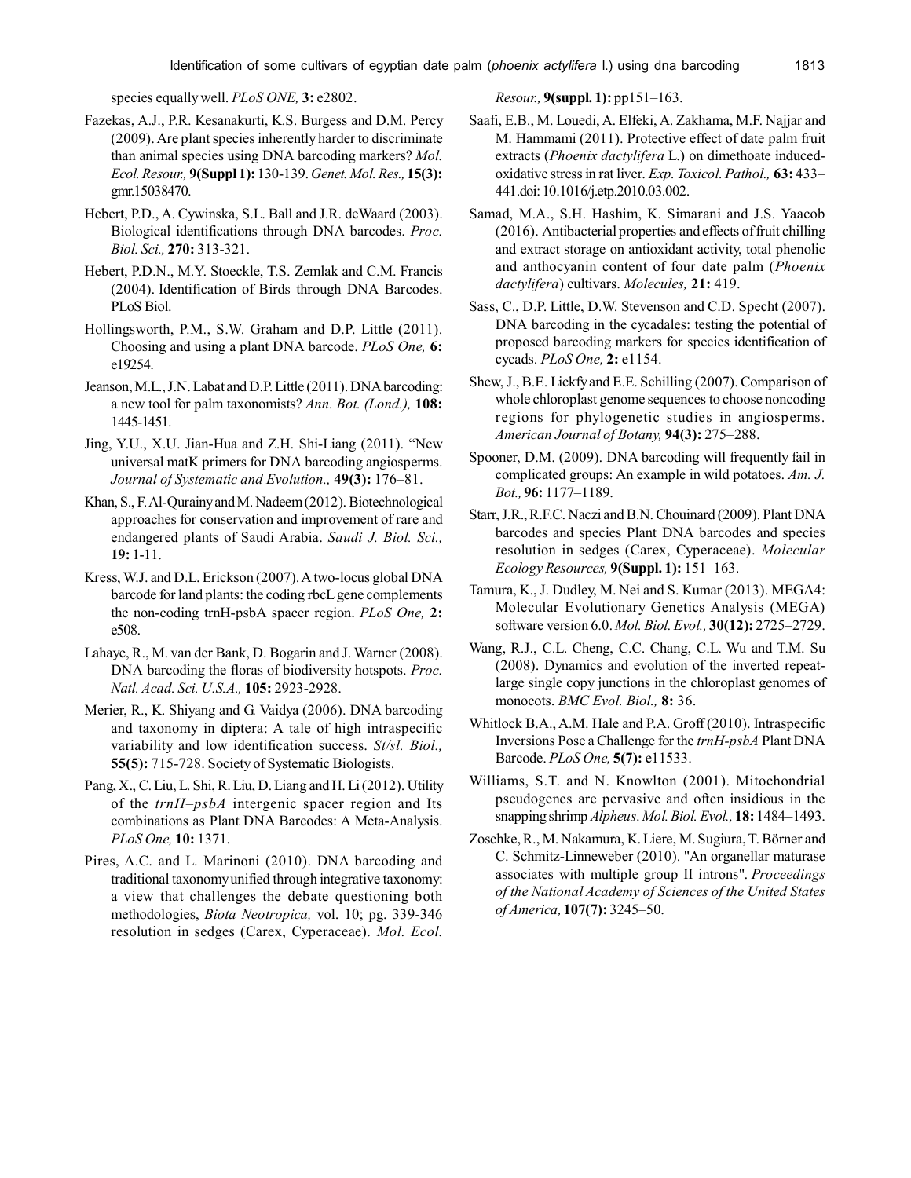species equally well. *PLoS ONE,* **3:** e2802.

Fazekas, A.J., P.R. Kesanakurti, K.S. Burgess and D.M. Percy (2009). Are plant species inherently harder to discriminate than animal species using DNA barcoding markers? *Mol. Ecol. Resour.,* **9(Suppl 1):** 130-139. *Genet. Mol. Res.,* **15(3):** gmr.15038470.

Hebert, P.D., A. Cywinska, S.L. Ball and J.R. deWaard (2003). Biological identifications through DNA barcodes. *Proc. Biol. Sci.,* **270:** 313-321.

Hebert, P.D.N., M.Y. Stoeckle, T.S. Zemlak and C.M. Francis (2004). Identification of Birds through DNA Barcodes. PLoS Biol.

Hollingsworth, P.M., S.W. Graham and D.P. Little (2011). Choosing and using a plant DNA barcode. *PLoS One,* **6:** e19254.

Jeanson, M.L., J.N. Labat and D.P. Little (2011). DNA barcoding: a new tool for palm taxonomists? *Ann. Bot. (Lond.),* **108:** 1445-1451.

Jing, Y.U., X.U. Jian-Hua and Z.H. Shi-Liang (2011). "New universal matK primers for DNA barcoding angiosperms. *Journal of Systematic and Evolution.,* **49(3):** 176–81.

Khan, S., F. Al-Qurainy and M. Nadeem (2012). Biotechnological approaches for conservation and improvement of rare and endangered plants of Saudi Arabia. *Saudi J. Biol. Sci.,* **19:** 1-11.

Kress, W.J. and D.L. Erickson (2007). A two-locus global DNA barcode for land plants: the coding rbcL gene complements the non-coding trnH-psbA spacer region. *PLoS One,* **2:** e508.

Lahaye, R., M. van der Bank, D. Bogarin and J. Warner (2008). DNA barcoding the floras of biodiversity hotspots. *Proc. Natl. Acad. Sci. U.S.A.,* **105:** 2923-2928.

Merier, R., K. Shiyang and G. Vaidya (2006). DNA barcoding and taxonomy in diptera: A tale of high intraspecific variability and low identification success. *St/sl. Biol.,* **55(5):** 715-728. Society of Systematic Biologists.

Pang, X., C. Liu, L. Shi, R. Liu, D. Liang and H. Li (2012). Utility of the *trnH–psbA* intergenic spacer region and Its combinations as Plant DNA Barcodes: A Meta-Analysis. *PLoS One,* **10:** 1371.

Pires, A.C. and L. Marinoni (2010). DNA barcoding and traditional taxonomy unified through integrative taxonomy: a view that challenges the debate questioning both methodologies, *Biota Neotropica,* vol. 10; pg. 339-346 resolution in sedges (Carex, Cyperaceae). *Mol. Ecol. Resour.,* **9(suppl. 1):** pp151–163.

Saafi, E.B., M. Louedi, A. Elfeki, A. Zakhama, M.F. Najjar and M. Hammami (2011). Protective effect of date palm fruit extracts (*Phoenix dactylifera* L.) on dimethoate induced-oxidative stress in rat liver. *Exp. Toxicol. Pathol.,* **63:** 433–441.doi: 10.1016/j.etp.2010.03.002.

Samad, M.A., S.H. Hashim, K. Simarani and J.S. Yaacob (2016). Antibacterial properties and effects of fruit chilling and extract storage on antioxidant activity, total phenolic and anthocyanin content of four date palm (*Phoenix dactylifera*) cultivars. *Molecules,* **21:** 419.

Sass, C., D.P. Little, D.W. Stevenson and C.D. Specht (2007). DNA barcoding in the cycadales: testing the potential of proposed barcoding markers for species identification of cycads. *PLoS One,* **2:** e1154.

Shew, J., B.E. Lickfy and E.E. Schilling (2007). Comparison of whole chloroplast genome sequences to choose noncoding regions for phylogenetic studies in angiosperms. *American Journal of Botany,* **94(3):** 275–288.

Spooner, D.M. (2009). DNA barcoding will frequently fail in complicated groups: An example in wild potatoes. *Am. J. Bot.,* **96:** 1177–1189.

Starr, J.R., R.F.C. Naczi and B.N. Chouinard (2009). Plant DNA barcodes and species Plant DNA barcodes and species resolution in sedges (Carex, Cyperaceae). *Molecular Ecology Resources,* **9(Suppl. 1):** 151–163.

Tamura, K., J. Dudley, M. Nei and S. Kumar (2013). MEGA4: Molecular Evolutionary Genetics Analysis (MEGA) software version 6.0. *Mol. Biol. Evol.,* **30(12):** 2725–2729.

Wang, R.J., C.L. Cheng, C.C. Chang, C.L. Wu and T.M. Su (2008). Dynamics and evolution of the inverted repeat-large single copy junctions in the chloroplast genomes of monocots. *BMC Evol. Biol.,* **8:** 36.

Whitlock B.A., A.M. Hale and P.A. Groff (2010). Intraspecific Inversions Pose a Challenge for the *trnH-psbA* Plant DNA Barcode. *PLoS One,* **5(7):** e11533.

Williams, S.T. and N. Knowlton (2001). Mitochondrial pseudogenes are pervasive and often insidious in the snapping shrimp *Alpheus*. *Mol. Biol. Evol.,* **18:** 1484–1493.

Zoschke, R., M. Nakamura, K. Liere, M. Sugiura, T. Börner and C. Schmitz-Linneweber (2010). "An organellar maturase associates with multiple group II introns". *Proceedings of the National Academy of Sciences of the United States of America,* **107(7):** 3245–50.